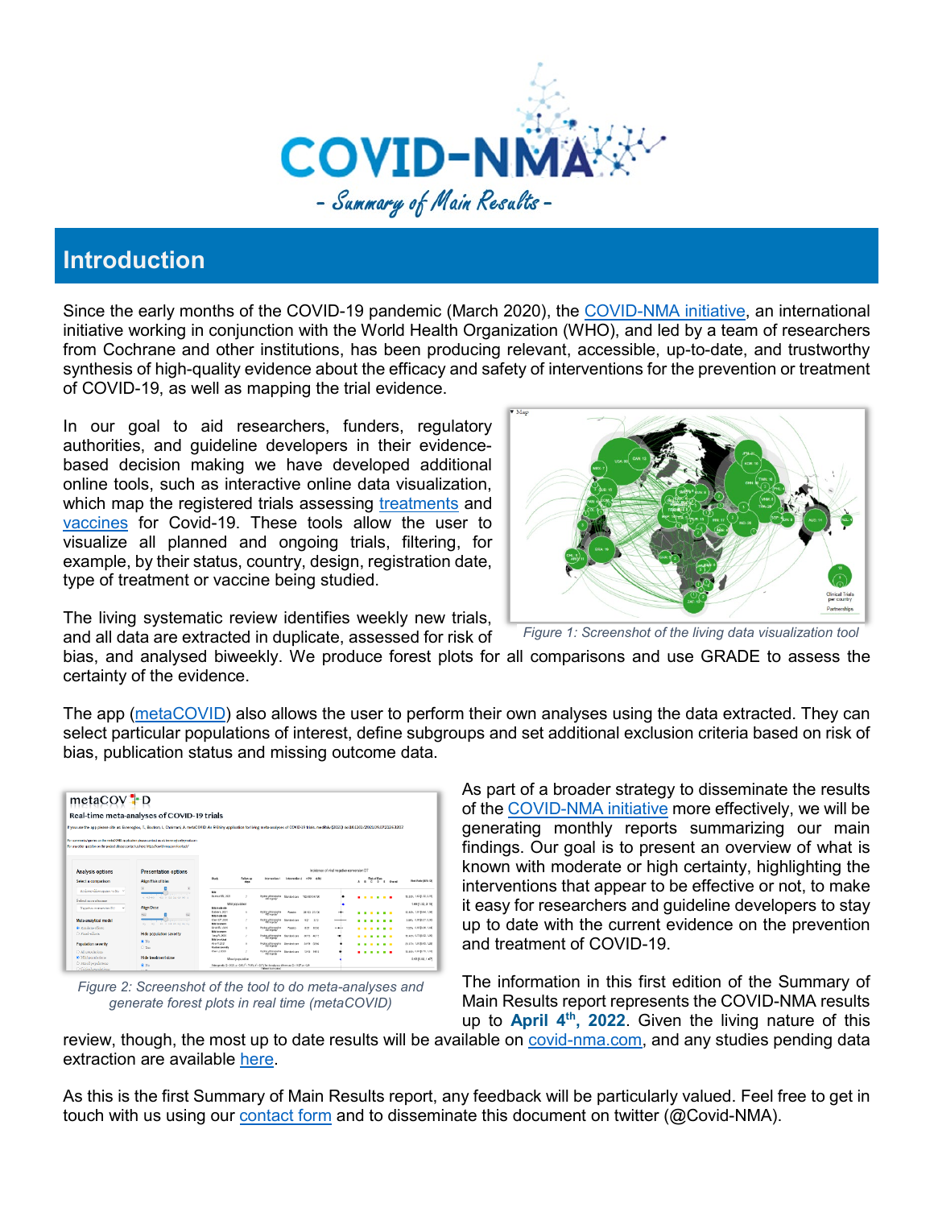# COVID-NMA

*- Summary of Main Results -*

## Introduction

Since the early months of the COVID-19 pandemic (March 2020), the COVID-NMA initiative, an international initiative working in conjunction with the World Health Organization (WHO), and led by a team of researchers from Cochrane and other institutions, has been producing relevant, accessible, up-to-date, and trustworthy synthesis of high-quality evidence about the efficacy and safety of interventions for the prevention or treatment of COVID-19, as well as mapping the trial evidence.

In our goal to aid researchers, funders, regulatory authorities, and guideline developers in their evidence-based decision making we have developed additional online tools, such as interactive online data visualization, which map the registered trials assessing treatments and vaccines for Covid-19. These tools allow the user to visualize all planned and ongoing trials, filtering, for example, by their status, country, design, registration date, type of treatment or vaccine being studied.

*Figure 1: Screenshot of the living data visualization tool*

The living systematic review identifies weekly new trials, and all data are extracted in duplicate, assessed for risk of bias, and analysed biweekly. We produce forest plots for all comparisons and use GRADE to assess the certainty of the evidence.

The app (metaCOVID) also allows the user to perform their own analyses using the data extracted. They can select particular populations of interest, define subgroups and set additional exclusion criteria based on risk of bias, publication status and missing outcome data.

*Figure 2: Screenshot of the tool to do meta-analyses and generate forest plots in real time (metaCOVID)*

As part of a broader strategy to disseminate the results of the COVID-NMA initiative more effectively, we will be generating monthly reports summarizing our main findings. Our goal is to present an overview of what is known with moderate or high certainty, highlighting the interventions that appear to be effective or not, to make it easy for researchers and guideline developers to stay up to date with the current evidence on the prevention and treatment of COVID-19.

The information in this first edition of the Summary of Main Results report represents the COVID-NMA results up to **April 4th, 2022**. Given the living nature of this review, though, the most up to date results will be available on covid-nma.com, and any studies pending data extraction are available here.

As this is the first Summary of Main Results report, any feedback will be particularly valued. Feel free to get in touch with us using our contact form and to disseminate this document on twitter (@Covid-NMA).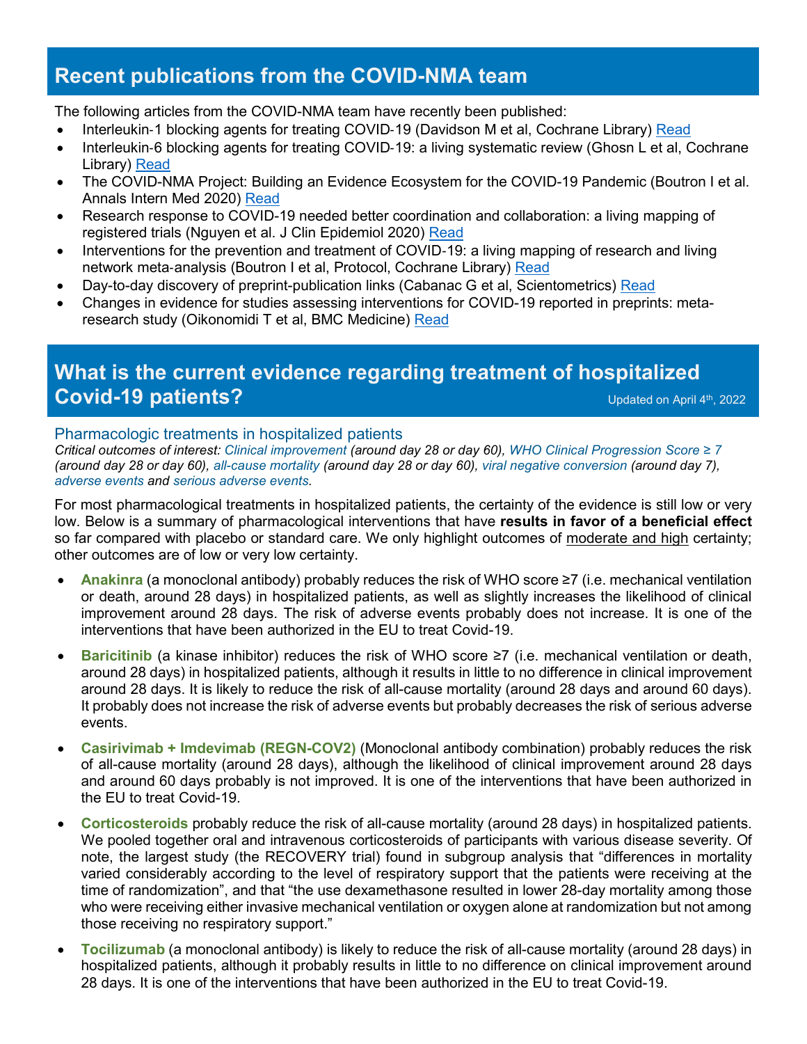## Recent publications from the COVID-NMA team

The following articles from the COVID-NMA team have recently been published:

- Interleukin-1 blocking agents for treating COVID-19 (Davidson M et al, Cochrane Library) [Read]
- Interleukin-6 blocking agents for treating COVID-19: a living systematic review (Ghosn L et al, Cochrane Library) [Read]
- The COVID-NMA Project: Building an Evidence Ecosystem for the COVID-19 Pandemic (Boutron I et al. Annals Intern Med 2020) [Read]
- Research response to COVID-19 needed better coordination and collaboration: a living mapping of registered trials (Nguyen et al. J Clin Epidemiol 2020) [Read]
- Interventions for the prevention and treatment of COVID-19: a living mapping of research and living network meta-analysis (Boutron I et al, Protocol, Cochrane Library) [Read]
- Day-to-day discovery of preprint-publication links (Cabanac G et al, Scientometrics) [Read]
- Changes in evidence for studies assessing interventions for COVID-19 reported in preprints: meta-research study (Oikonomidi T et al, BMC Medicine) [Read]

## What is the current evidence regarding treatment of hospitalized Covid-19 patients?

Updated on April 4th, 2022

### Pharmacologic treatments in hospitalized patients

*Critical outcomes of interest: Clinical improvement (around day 28 or day 60), WHO Clinical Progression Score ≥ 7 (around day 28 or day 60), all-cause mortality (around day 28 or day 60), viral negative conversion (around day 7), adverse events and serious adverse events.*

For most pharmacological treatments in hospitalized patients, the certainty of the evidence is still low or very low. Below is a summary of pharmacological interventions that have **results in favor of a beneficial effect** so far compared with placebo or standard care. We only highlight outcomes of moderate and high certainty; other outcomes are of low or very low certainty.

- **Anakinra** (a monoclonal antibody) probably reduces the risk of WHO score ≥7 (i.e. mechanical ventilation or death, around 28 days) in hospitalized patients, as well as slightly increases the likelihood of clinical improvement around 28 days. The risk of adverse events probably does not increase. It is one of the interventions that have been authorized in the EU to treat Covid-19.
- **Baricitinib** (a kinase inhibitor) reduces the risk of WHO score ≥7 (i.e. mechanical ventilation or death, around 28 days) in hospitalized patients, although it results in little to no difference in clinical improvement around 28 days. It is likely to reduce the risk of all-cause mortality (around 28 days and around 60 days). It probably does not increase the risk of adverse events but probably decreases the risk of serious adverse events.
- **Casirivimab + Imdevimab (REGN-COV2)** (Monoclonal antibody combination) probably reduces the risk of all-cause mortality (around 28 days), although the likelihood of clinical improvement around 28 days and around 60 days probably is not improved. It is one of the interventions that have been authorized in the EU to treat Covid-19.
- **Corticosteroids** probably reduce the risk of all-cause mortality (around 28 days) in hospitalized patients. We pooled together oral and intravenous corticosteroids of participants with various disease severity. Of note, the largest study (the RECOVERY trial) found in subgroup analysis that "differences in mortality varied considerably according to the level of respiratory support that the patients were receiving at the time of randomization", and that "the use dexamethasone resulted in lower 28-day mortality among those who were receiving either invasive mechanical ventilation or oxygen alone at randomization but not among those receiving no respiratory support."
- **Tocilizumab** (a monoclonal antibody) is likely to reduce the risk of all-cause mortality (around 28 days) in hospitalized patients, although it probably results in little to no difference on clinical improvement around 28 days. It is one of the interventions that have been authorized in the EU to treat Covid-19.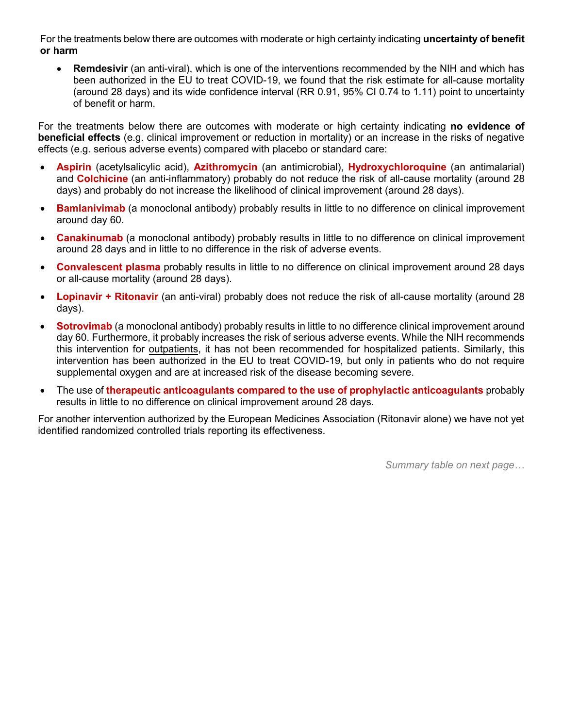For the treatments below there are outcomes with moderate or high certainty indicating **uncertainty of benefit or harm**

- **Remdesivir** (an anti-viral), which is one of the interventions recommended by the NIH and which has been authorized in the EU to treat COVID-19, we found that the risk estimate for all-cause mortality (around 28 days) and its wide confidence interval (RR 0.91, 95% CI 0.74 to 1.11) point to uncertainty of benefit or harm.

For the treatments below there are outcomes with moderate or high certainty indicating **no evidence of beneficial effects** (e.g. clinical improvement or reduction in mortality) or an increase in the risks of negative effects (e.g. serious adverse events) compared with placebo or standard care:

- **Aspirin** (acetylsalicylic acid), **Azithromycin** (an antimicrobial), **Hydroxychloroquine** (an antimalarial) and **Colchicine** (an anti-inflammatory) probably do not reduce the risk of all-cause mortality (around 28 days) and probably do not increase the likelihood of clinical improvement (around 28 days).
- **Bamlanivimab** (a monoclonal antibody) probably results in little to no difference on clinical improvement around day 60.
- **Canakinumab** (a monoclonal antibody) probably results in little to no difference on clinical improvement around 28 days and in little to no difference in the risk of adverse events.
- **Convalescent plasma** probably results in little to no difference on clinical improvement around 28 days or all-cause mortality (around 28 days).
- **Lopinavir + Ritonavir** (an anti-viral) probably does not reduce the risk of all-cause mortality (around 28 days).
- **Sotrovimab** (a monoclonal antibody) probably results in little to no difference clinical improvement around day 60. Furthermore, it probably increases the risk of serious adverse events. While the NIH recommends this intervention for outpatients, it has not been recommended for hospitalized patients. Similarly, this intervention has been authorized in the EU to treat COVID-19, but only in patients who do not require supplemental oxygen and are at increased risk of the disease becoming severe.
- The use of **therapeutic anticoagulants compared to the use of prophylactic anticoagulants** probably results in little to no difference on clinical improvement around 28 days.

For another intervention authorized by the European Medicines Association (Ritonavir alone) we have not yet identified randomized controlled trials reporting its effectiveness.

*Summary table on next page…*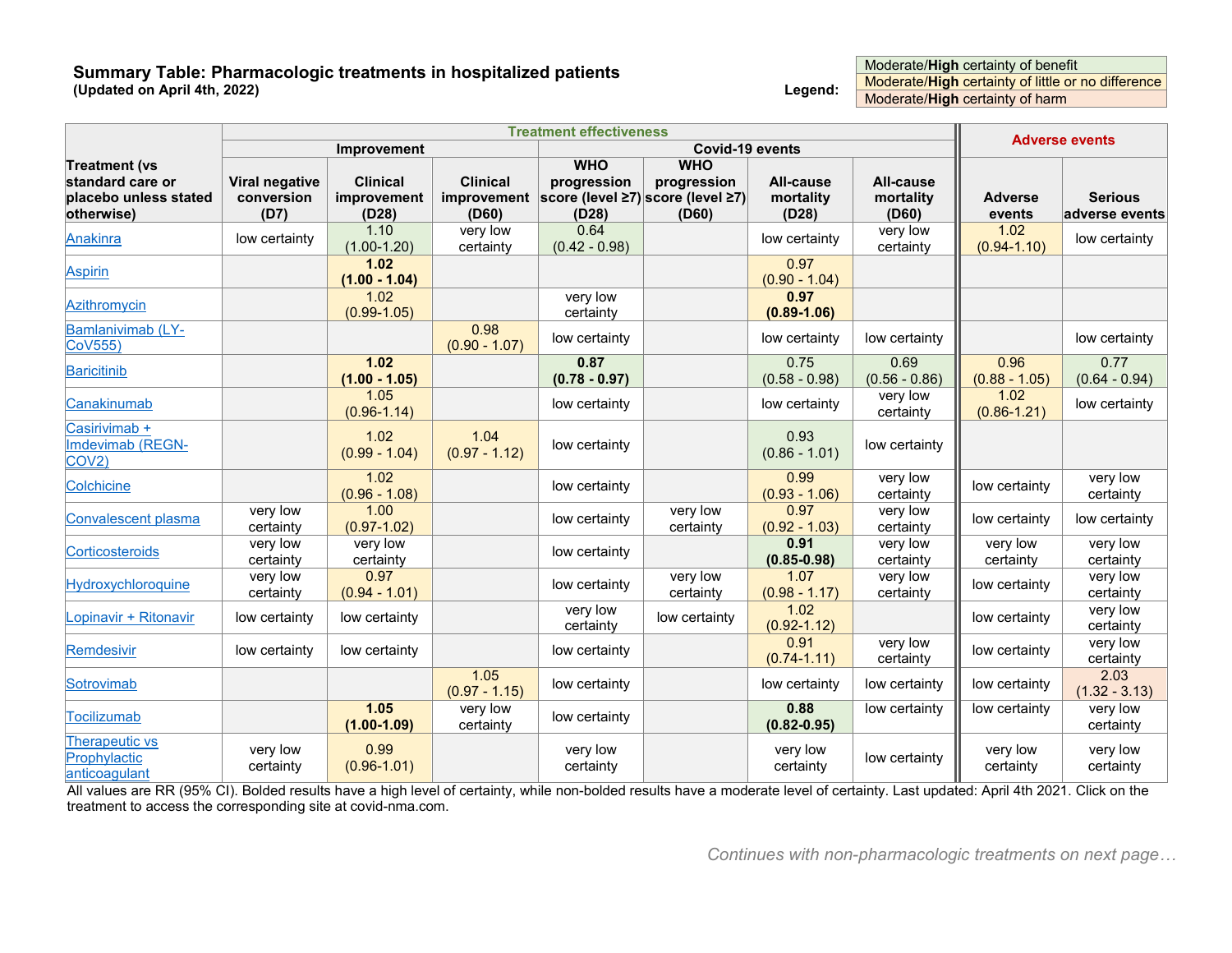## Summary Table: Pharmacologic treatments in hospitalized patients

**(Updated on April 4th, 2022)**

**Legend:**

| |
|---|
| Moderate/**High** certainty of benefit |
| Moderate/**High** certainty of little or no difference |
| Moderate/**High** certainty of harm |

| Treatment (vs standard care or placebo unless stated otherwise) | Treatment effectiveness | | | | | | | Adverse events | |
|---|---|---|---|---|---|---|---|---|---|
| | Improvement | | | Covid-19 events | | | | | |
| | Viral negative conversion (D7) | Clinical improvement (D28) | Clinical improvement (D60) | WHO progression score (level ≥7) (D28) | WHO progression score (level ≥7) (D60) | All-cause mortality (D28) | All-cause mortality (D60) | Adverse events | Serious adverse events |
| Anakinra | low certainty | 1.10 (1.00-1.20) | very low certainty | 0.64 (0.42 - 0.98) | | low certainty | very low certainty | 1.02 (0.94-1.10) | low certainty |
| Aspirin | | **1.02 (1.00 - 1.04)** | | | | 0.97 (0.90 - 1.04) | | | |
| Azithromycin | | 1.02 (0.99-1.05) | | very low certainty | | **0.97 (0.89-1.06)** | | | |
| Bamlanivimab (LY-CoV555) | | | 0.98 (0.90 - 1.07) | low certainty | | low certainty | low certainty | | low certainty |
| Baricitinib | | **1.02 (1.00 - 1.05)** | | **0.87 (0.78 - 0.97)** | | 0.75 (0.58 - 0.98) | 0.69 (0.56 - 0.86) | 0.96 (0.88 - 1.05) | 0.77 (0.64 - 0.94) |
| Canakinumab | | 1.05 (0.96-1.14) | | low certainty | | low certainty | very low certainty | 1.02 (0.86-1.21) | low certainty |
| Casirivimab + Imdevimab (REGN-COV2) | | 1.02 (0.99 - 1.04) | 1.04 (0.97 - 1.12) | low certainty | | 0.93 (0.86 - 1.01) | low certainty | | |
| Colchicine | | 1.02 (0.96 - 1.08) | | low certainty | | 0.99 (0.93 - 1.06) | very low certainty | low certainty | very low certainty |
| Convalescent plasma | very low certainty | 1.00 (0.97-1.02) | | low certainty | very low certainty | 0.97 (0.92 - 1.03) | very low certainty | low certainty | low certainty |
| Corticosteroids | very low certainty | very low certainty | | low certainty | | **0.91 (0.85-0.98)** | very low certainty | very low certainty | very low certainty |
| Hydroxychloroquine | very low certainty | 0.97 (0.94 - 1.01) | | low certainty | very low certainty | 1.07 (0.98 - 1.17) | very low certainty | low certainty | very low certainty |
| Lopinavir + Ritonavir | low certainty | low certainty | | very low certainty | low certainty | 1.02 (0.92-1.12) | | low certainty | very low certainty |
| Remdesivir | low certainty | low certainty | | low certainty | | 0.91 (0.74-1.11) | very low certainty | low certainty | very low certainty |
| Sotrovimab | | | 1.05 (0.97 - 1.15) | low certainty | | low certainty | low certainty | low certainty | 2.03 (1.32 - 3.13) |
| Tocilizumab | | **1.05 (1.00-1.09)** | very low certainty | low certainty | | **0.88 (0.82-0.95)** | low certainty | low certainty | very low certainty |
| Therapeutic vs Prophylactic anticoagulant | very low certainty | 0.99 (0.96-1.01) | | very low certainty | | very low certainty | low certainty | very low certainty | very low certainty |

All values are RR (95% CI). Bolded results have a high level of certainty, while non-bolded results have a moderate level of certainty. Last updated: April 4th 2021. Click on the treatment to access the corresponding site at covid-nma.com.

*Continues with non-pharmacologic treatments on next page…*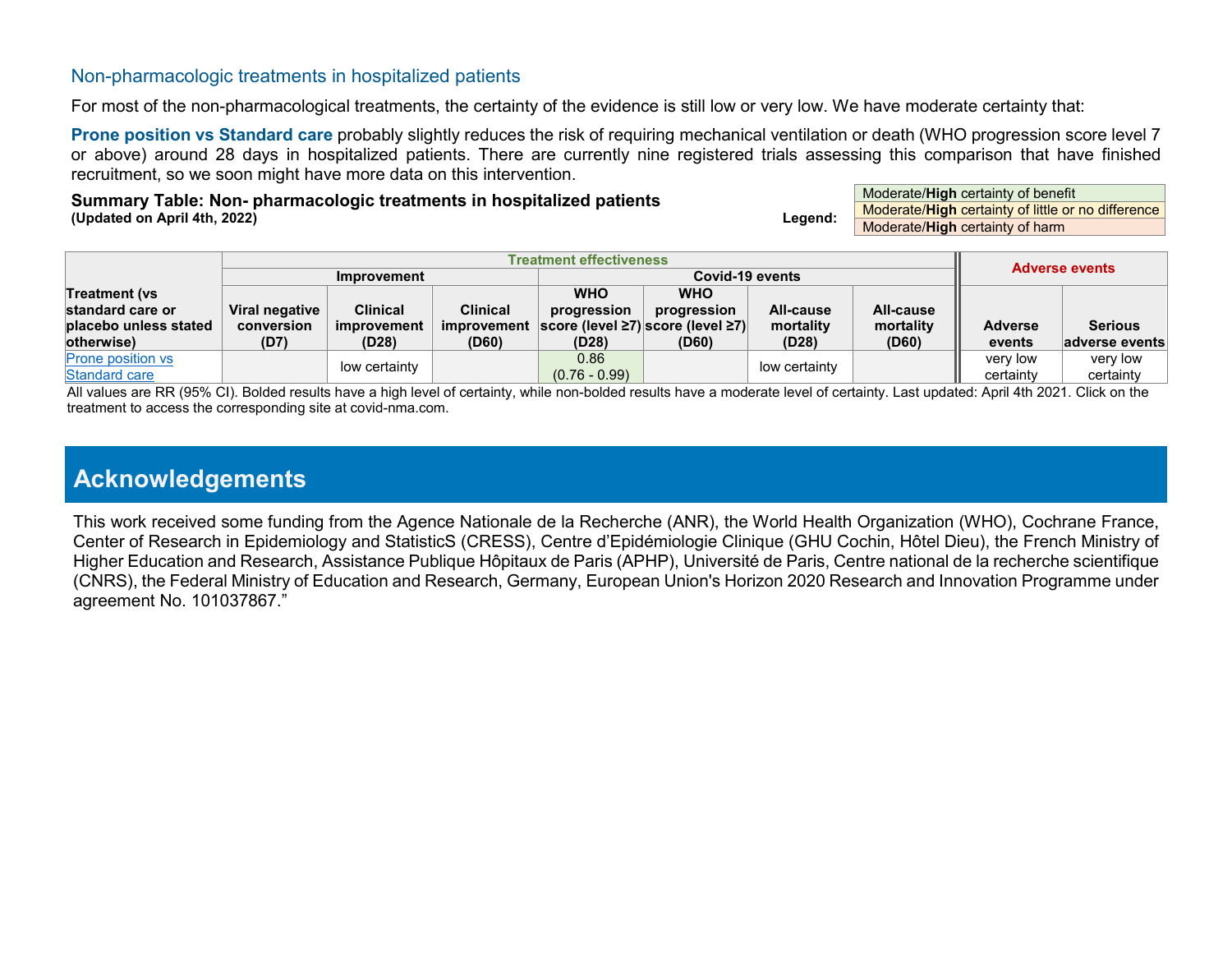### Non-pharmacologic treatments in hospitalized patients

For most of the non-pharmacological treatments, the certainty of the evidence is still low or very low. We have moderate certainty that:

**Prone position vs Standard care** probably slightly reduces the risk of requiring mechanical ventilation or death (WHO progression score level 7 or above) around 28 days in hospitalized patients. There are currently nine registered trials assessing this comparison that have finished recruitment, so we soon might have more data on this intervention.

**Summary Table: Non- pharmacologic treatments in hospitalized patients**
**(Updated on April 4th, 2022)**

**Legend:**
- Moderate/**High** certainty of benefit
- Moderate/**High** certainty of little or no difference
- Moderate/**High** certainty of harm

| Treatment (vs standard care or placebo unless stated otherwise) | Treatment effectiveness | | | | | | | Adverse events | |
|---|---|---|---|---|---|---|---|---|---|
| | Improvement | | | Covid-19 events | | | | | |
| | Viral negative conversion (D7) | Clinical improvement (D28) | Clinical improvement (D60) | WHO progression score (level ≥7) (D28) | WHO progression score (level ≥7) (D60) | All-cause mortality (D28) | All-cause mortality (D60) | Adverse events | Serious adverse events |
| [Prone position vs Standard care]() | | low certainty | | 0.86 (0.76 - 0.99) | | low certainty | | very low certainty | very low certainty |

All values are RR (95% CI). Bolded results have a high level of certainty, while non-bolded results have a moderate level of certainty. Last updated: April 4th 2021. Click on the treatment to access the corresponding site at covid-nma.com.

## Acknowledgements

This work received some funding from the Agence Nationale de la Recherche (ANR), the World Health Organization (WHO), Cochrane France, Center of Research in Epidemiology and StatisticS (CRESS), Centre d'Epidémiologie Clinique (GHU Cochin, Hôtel Dieu), the French Ministry of Higher Education and Research, Assistance Publique Hôpitaux de Paris (APHP), Université de Paris, Centre national de la recherche scientifique (CNRS), the Federal Ministry of Education and Research, Germany, European Union's Horizon 2020 Research and Innovation Programme under agreement No. 101037867."